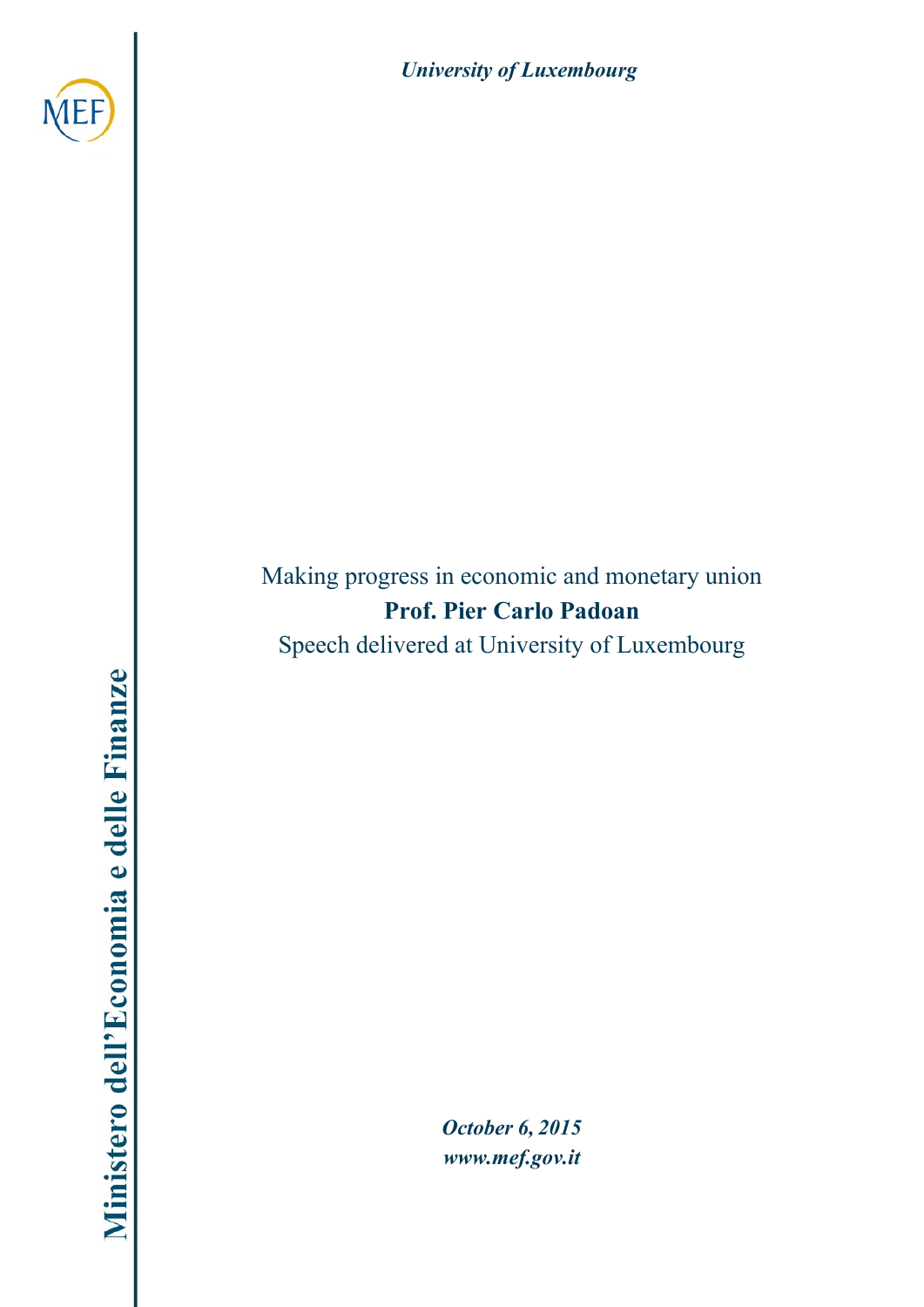*University of Luxembourg*

Making progress in economic and monetary union

**Prof. Pier Carlo Padoan**

Speech delivered at University of Luxembourg

*October 6, 2015*

*www.mef.gov.it*

**Ministero dell'Economia e delle Finanze**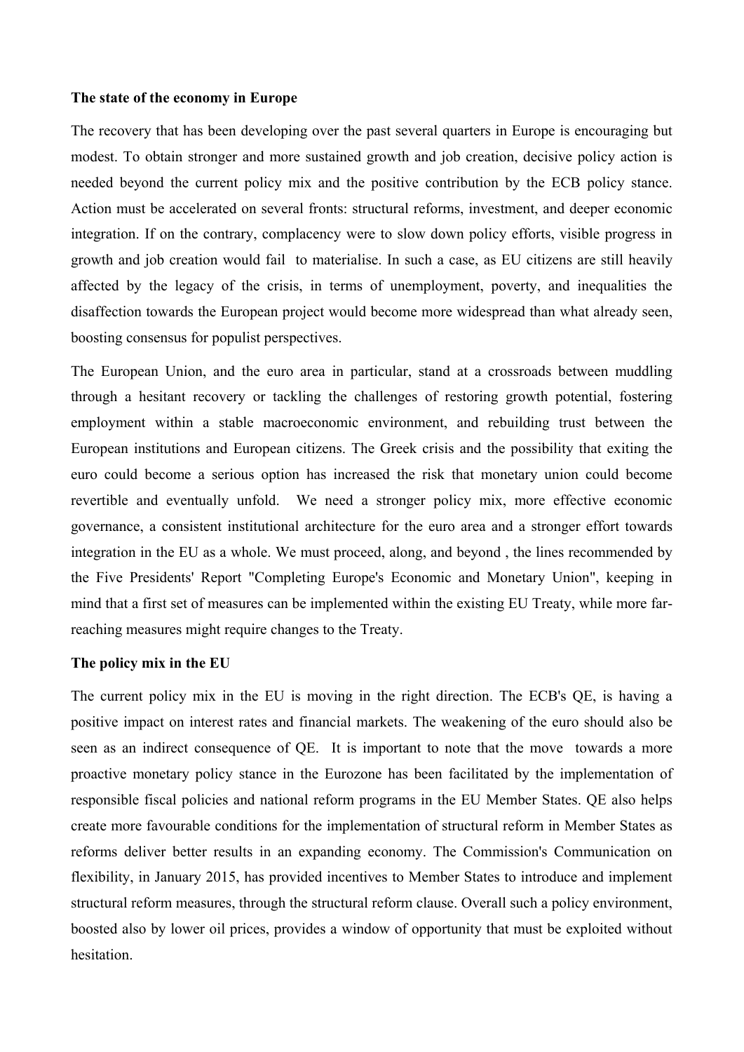**The state of the economy in Europe**

The recovery that has been developing over the past several quarters in Europe is encouraging but modest. To obtain stronger and more sustained growth and job creation, decisive policy action is needed beyond the current policy mix and the positive contribution by the ECB policy stance. Action must be accelerated on several fronts: structural reforms, investment, and deeper economic integration. If on the contrary, complacency were to slow down policy efforts, visible progress in growth and job creation would fail to materialise. In such a case, as EU citizens are still heavily affected by the legacy of the crisis, in terms of unemployment, poverty, and inequalities the disaffection towards the European project would become more widespread than what already seen, boosting consensus for populist perspectives.

The European Union, and the euro area in particular, stand at a crossroads between muddling through a hesitant recovery or tackling the challenges of restoring growth potential, fostering employment within a stable macroeconomic environment, and rebuilding trust between the European institutions and European citizens. The Greek crisis and the possibility that exiting the euro could become a serious option has increased the risk that monetary union could become revertible and eventually unfold. We need a stronger policy mix, more effective economic governance, a consistent institutional architecture for the euro area and a stronger effort towards integration in the EU as a whole. We must proceed, along, and beyond , the lines recommended by the Five Presidents' Report "Completing Europe's Economic and Monetary Union", keeping in mind that a first set of measures can be implemented within the existing EU Treaty, while more far-reaching measures might require changes to the Treaty.

**The policy mix in the EU**

The current policy mix in the EU is moving in the right direction. The ECB's QE, is having a positive impact on interest rates and financial markets. The weakening of the euro should also be seen as an indirect consequence of QE. It is important to note that the move towards a more proactive monetary policy stance in the Eurozone has been facilitated by the implementation of responsible fiscal policies and national reform programs in the EU Member States. QE also helps create more favourable conditions for the implementation of structural reform in Member States as reforms deliver better results in an expanding economy. The Commission's Communication on flexibility, in January 2015, has provided incentives to Member States to introduce and implement structural reform measures, through the structural reform clause. Overall such a policy environment, boosted also by lower oil prices, provides a window of opportunity that must be exploited without hesitation.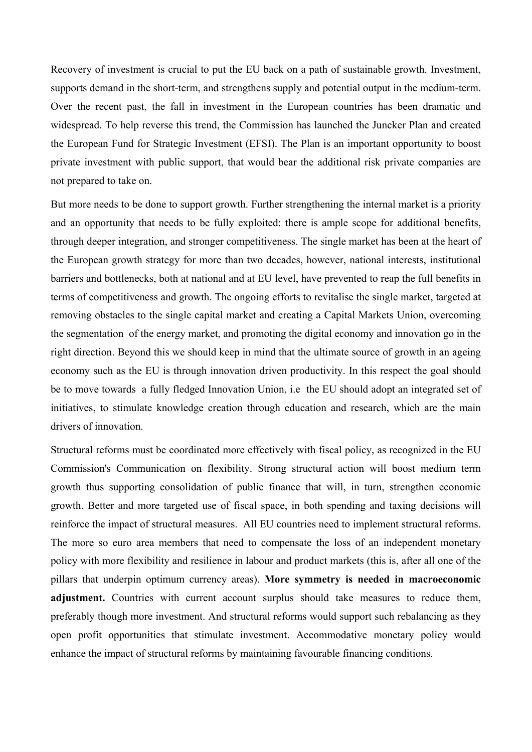Recovery of investment is crucial to put the EU back on a path of sustainable growth. Investment, supports demand in the short-term, and strengthens supply and potential output in the medium-term. Over the recent past, the fall in investment in the European countries has been dramatic and widespread. To help reverse this trend, the Commission has launched the Juncker Plan and created the European Fund for Strategic Investment (EFSI). The Plan is an important opportunity to boost private investment with public support, that would bear the additional risk private companies are not prepared to take on.

But more needs to be done to support growth. Further strengthening the internal market is a priority and an opportunity that needs to be fully exploited: there is ample scope for additional benefits, through deeper integration, and stronger competitiveness. The single market has been at the heart of the European growth strategy for more than two decades, however, national interests, institutional barriers and bottlenecks, both at national and at EU level, have prevented to reap the full benefits in terms of competitiveness and growth. The ongoing efforts to revitalise the single market, targeted at removing obstacles to the single capital market and creating a Capital Markets Union, overcoming the segmentation of the energy market, and promoting the digital economy and innovation go in the right direction. Beyond this we should keep in mind that the ultimate source of growth in an ageing economy such as the EU is through innovation driven productivity. In this respect the goal should be to move towards a fully fledged Innovation Union, i.e the EU should adopt an integrated set of initiatives, to stimulate knowledge creation through education and research, which are the main drivers of innovation.

Structural reforms must be coordinated more effectively with fiscal policy, as recognized in the EU Commission's Communication on flexibility. Strong structural action will boost medium term growth thus supporting consolidation of public finance that will, in turn, strengthen economic growth. Better and more targeted use of fiscal space, in both spending and taxing decisions will reinforce the impact of structural measures. All EU countries need to implement structural reforms. The more so euro area members that need to compensate the loss of an independent monetary policy with more flexibility and resilience in labour and product markets (this is, after all one of the pillars that underpin optimum currency areas). **More symmetry is needed in macroeconomic adjustment.** Countries with current account surplus should take measures to reduce them, preferably though more investment. And structural reforms would support such rebalancing as they open profit opportunities that stimulate investment. Accommodative monetary policy would enhance the impact of structural reforms by maintaining favourable financing conditions.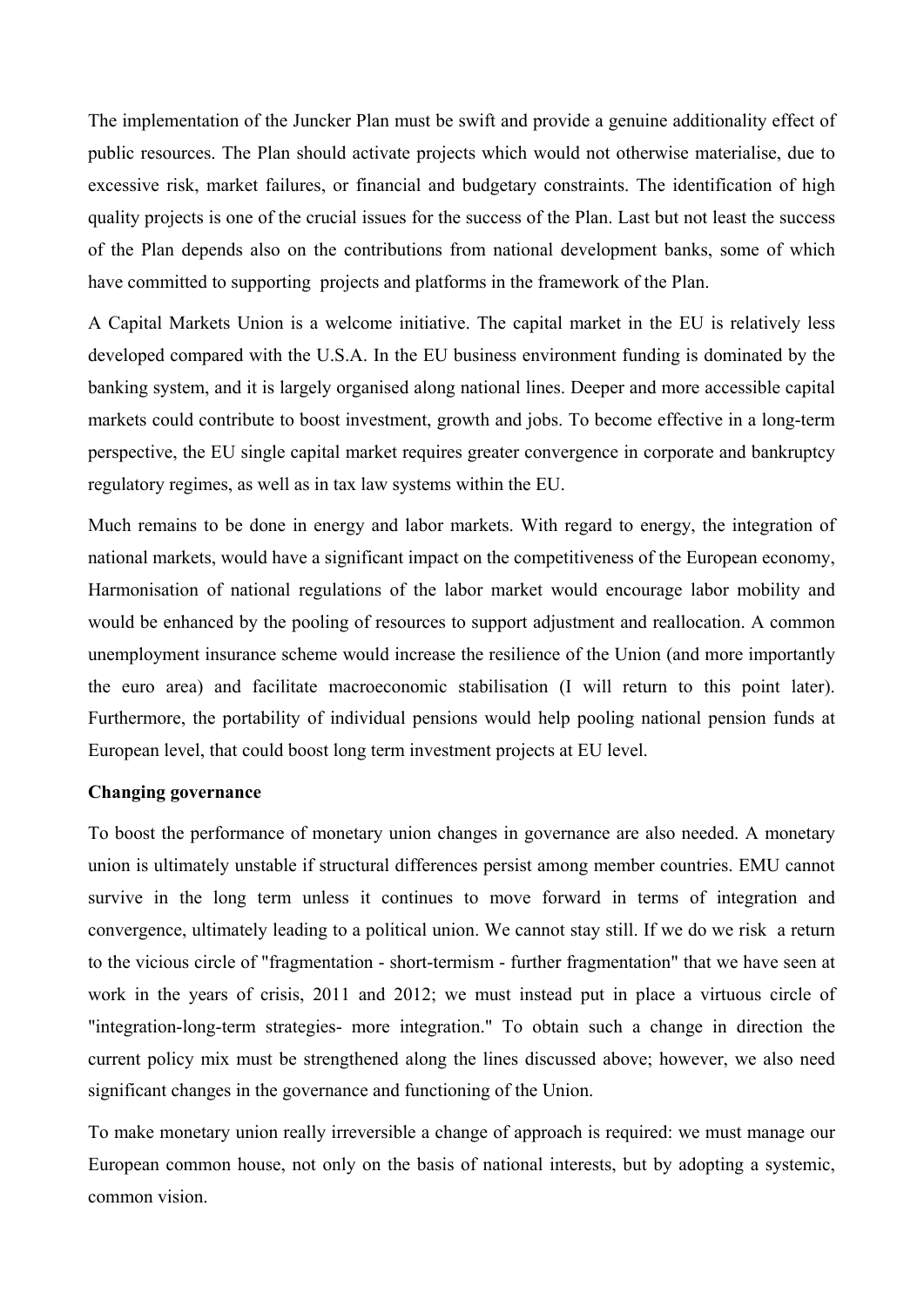The implementation of the Juncker Plan must be swift and provide a genuine additionality effect of public resources. The Plan should activate projects which would not otherwise materialise, due to excessive risk, market failures, or financial and budgetary constraints. The identification of high quality projects is one of the crucial issues for the success of the Plan. Last but not least the success of the Plan depends also on the contributions from national development banks, some of which have committed to supporting projects and platforms in the framework of the Plan.

A Capital Markets Union is a welcome initiative. The capital market in the EU is relatively less developed compared with the U.S.A. In the EU business environment funding is dominated by the banking system, and it is largely organised along national lines. Deeper and more accessible capital markets could contribute to boost investment, growth and jobs. To become effective in a long-term perspective, the EU single capital market requires greater convergence in corporate and bankruptcy regulatory regimes, as well as in tax law systems within the EU.

Much remains to be done in energy and labor markets. With regard to energy, the integration of national markets, would have a significant impact on the competitiveness of the European economy, Harmonisation of national regulations of the labor market would encourage labor mobility and would be enhanced by the pooling of resources to support adjustment and reallocation. A common unemployment insurance scheme would increase the resilience of the Union (and more importantly the euro area) and facilitate macroeconomic stabilisation (I will return to this point later). Furthermore, the portability of individual pensions would help pooling national pension funds at European level, that could boost long term investment projects at EU level.

**Changing governance**

To boost the performance of monetary union changes in governance are also needed. A monetary union is ultimately unstable if structural differences persist among member countries. EMU cannot survive in the long term unless it continues to move forward in terms of integration and convergence, ultimately leading to a political union. We cannot stay still. If we do we risk a return to the vicious circle of "fragmentation - short-termism - further fragmentation" that we have seen at work in the years of crisis, 2011 and 2012; we must instead put in place a virtuous circle of "integration-long-term strategies- more integration." To obtain such a change in direction the current policy mix must be strengthened along the lines discussed above; however, we also need significant changes in the governance and functioning of the Union.

To make monetary union really irreversible a change of approach is required: we must manage our European common house, not only on the basis of national interests, but by adopting a systemic, common vision.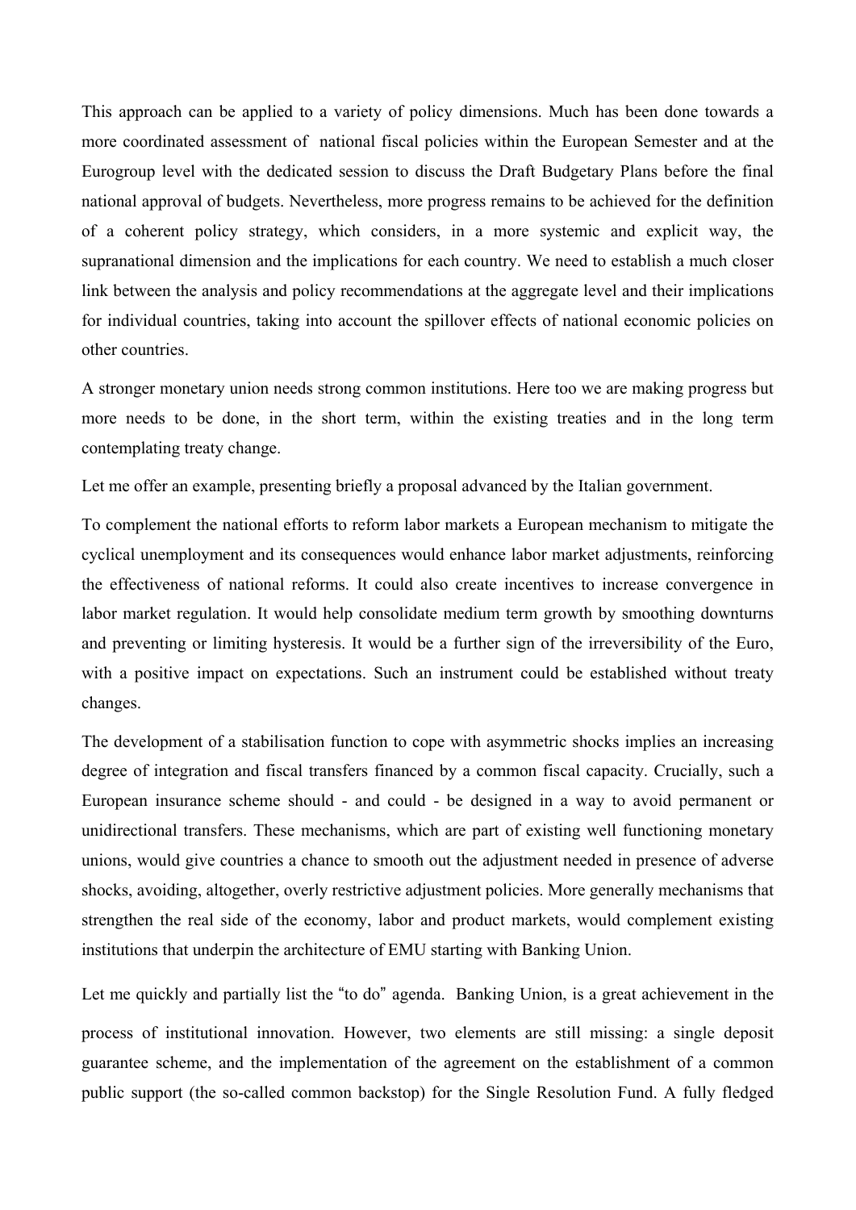This approach can be applied to a variety of policy dimensions. Much has been done towards a more coordinated assessment of national fiscal policies within the European Semester and at the Eurogroup level with the dedicated session to discuss the Draft Budgetary Plans before the final national approval of budgets. Nevertheless, more progress remains to be achieved for the definition of a coherent policy strategy, which considers, in a more systemic and explicit way, the supranational dimension and the implications for each country. We need to establish a much closer link between the analysis and policy recommendations at the aggregate level and their implications for individual countries, taking into account the spillover effects of national economic policies on other countries.

A stronger monetary union needs strong common institutions. Here too we are making progress but more needs to be done, in the short term, within the existing treaties and in the long term contemplating treaty change.

Let me offer an example, presenting briefly a proposal advanced by the Italian government.

To complement the national efforts to reform labor markets a European mechanism to mitigate the cyclical unemployment and its consequences would enhance labor market adjustments, reinforcing the effectiveness of national reforms. It could also create incentives to increase convergence in labor market regulation. It would help consolidate medium term growth by smoothing downturns and preventing or limiting hysteresis. It would be a further sign of the irreversibility of the Euro, with a positive impact on expectations. Such an instrument could be established without treaty changes.

The development of a stabilisation function to cope with asymmetric shocks implies an increasing degree of integration and fiscal transfers financed by a common fiscal capacity. Crucially, such a European insurance scheme should - and could - be designed in a way to avoid permanent or unidirectional transfers. These mechanisms, which are part of existing well functioning monetary unions, would give countries a chance to smooth out the adjustment needed in presence of adverse shocks, avoiding, altogether, overly restrictive adjustment policies. More generally mechanisms that strengthen the real side of the economy, labor and product markets, would complement existing institutions that underpin the architecture of EMU starting with Banking Union.

Let me quickly and partially list the "to do" agenda. Banking Union, is a great achievement in the process of institutional innovation. However, two elements are still missing: a single deposit guarantee scheme, and the implementation of the agreement on the establishment of a common public support (the so-called common backstop) for the Single Resolution Fund. A fully fledged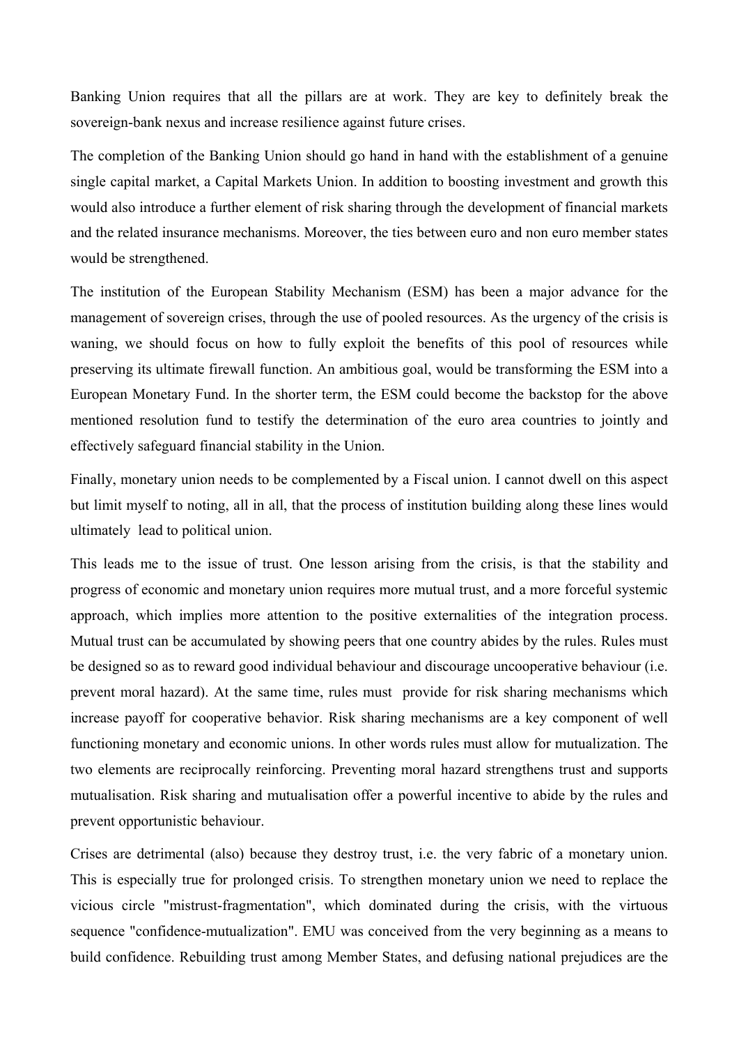Banking Union requires that all the pillars are at work. They are key to definitely break the sovereign-bank nexus and increase resilience against future crises.

The completion of the Banking Union should go hand in hand with the establishment of a genuine single capital market, a Capital Markets Union. In addition to boosting investment and growth this would also introduce a further element of risk sharing through the development of financial markets and the related insurance mechanisms. Moreover, the ties between euro and non euro member states would be strengthened.

The institution of the European Stability Mechanism (ESM) has been a major advance for the management of sovereign crises, through the use of pooled resources. As the urgency of the crisis is waning, we should focus on how to fully exploit the benefits of this pool of resources while preserving its ultimate firewall function. An ambitious goal, would be transforming the ESM into a European Monetary Fund. In the shorter term, the ESM could become the backstop for the above mentioned resolution fund to testify the determination of the euro area countries to jointly and effectively safeguard financial stability in the Union.

Finally, monetary union needs to be complemented by a Fiscal union. I cannot dwell on this aspect but limit myself to noting, all in all, that the process of institution building along these lines would ultimately lead to political union.

This leads me to the issue of trust. One lesson arising from the crisis, is that the stability and progress of economic and monetary union requires more mutual trust, and a more forceful systemic approach, which implies more attention to the positive externalities of the integration process. Mutual trust can be accumulated by showing peers that one country abides by the rules. Rules must be designed so as to reward good individual behaviour and discourage uncooperative behaviour (i.e. prevent moral hazard). At the same time, rules must provide for risk sharing mechanisms which increase payoff for cooperative behavior. Risk sharing mechanisms are a key component of well functioning monetary and economic unions. In other words rules must allow for mutualization. The two elements are reciprocally reinforcing. Preventing moral hazard strengthens trust and supports mutualisation. Risk sharing and mutualisation offer a powerful incentive to abide by the rules and prevent opportunistic behaviour.

Crises are detrimental (also) because they destroy trust, i.e. the very fabric of a monetary union. This is especially true for prolonged crisis. To strengthen monetary union we need to replace the vicious circle "mistrust-fragmentation", which dominated during the crisis, with the virtuous sequence "confidence-mutualization". EMU was conceived from the very beginning as a means to build confidence. Rebuilding trust among Member States, and defusing national prejudices are the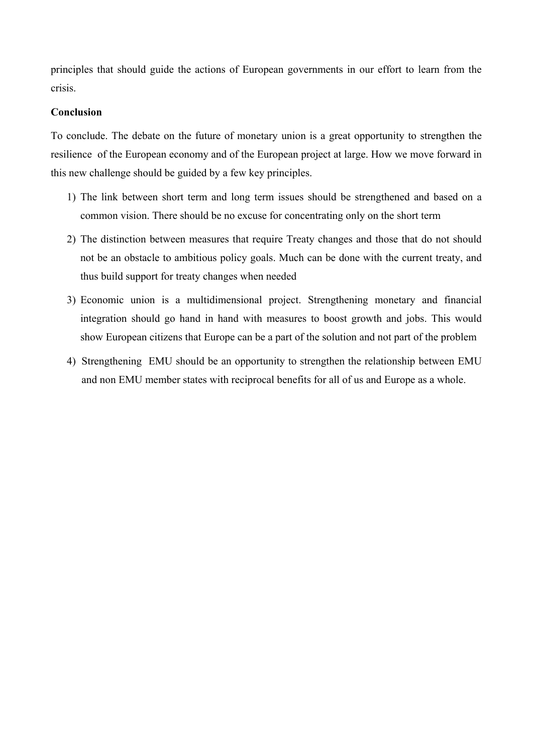principles that should guide the actions of European governments in our effort to learn from the crisis.

**Conclusion**

To conclude. The debate on the future of monetary union is a great opportunity to strengthen the resilience of the European economy and of the European project at large. How we move forward in this new challenge should be guided by a few key principles.

1) The link between short term and long term issues should be strengthened and based on a common vision. There should be no excuse for concentrating only on the short term
2) The distinction between measures that require Treaty changes and those that do not should not be an obstacle to ambitious policy goals. Much can be done with the current treaty, and thus build support for treaty changes when needed
3) Economic union is a multidimensional project. Strengthening monetary and financial integration should go hand in hand with measures to boost growth and jobs. This would show European citizens that Europe can be a part of the solution and not part of the problem
4) Strengthening EMU should be an opportunity to strengthen the relationship between EMU and non EMU member states with reciprocal benefits for all of us and Europe as a whole.